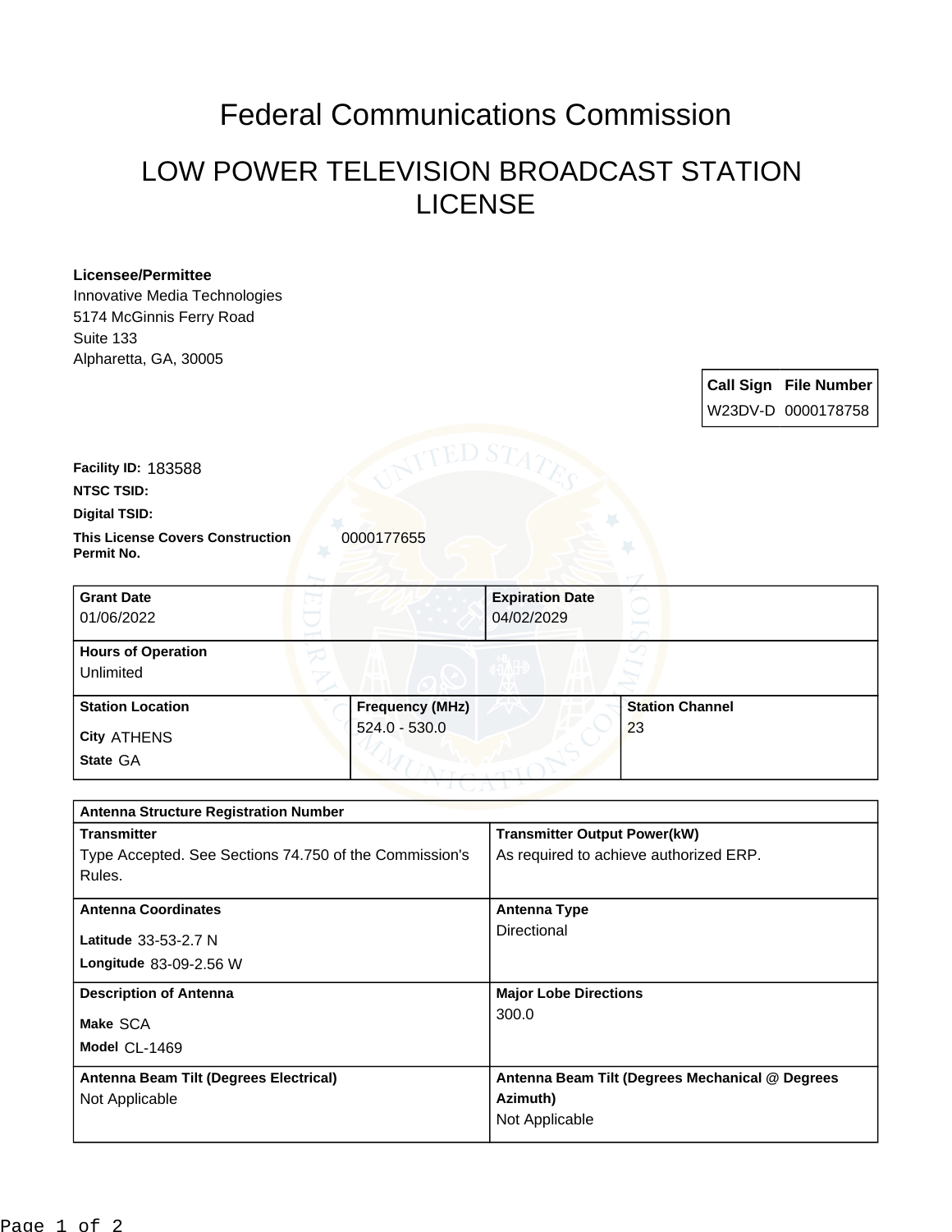# Federal Communications Commission

## LOW POWER TELEVISION BROADCAST STATION LICENSE

**Licensee/Permittee**
Innovative Media Technologies
5174 McGinnis Ferry Road
Suite 133
Alpharetta, GA, 30005

| Call Sign | File Number |
| --- | --- |
| W23DV-D | 0000178758 |

**Facility ID:** 183588

**NTSC TSID:**

**Digital TSID:**

**This License Covers Construction Permit No.** 0000177655

| Grant Date | Expiration Date |
| --- | --- |
| 01/06/2022 | 04/02/2029 |

**Hours of Operation**
Unlimited

| Station Location | Frequency (MHz) | Station Channel |
| --- | --- | --- |
| City ATHENS<br>State GA | 524.0 - 530.0 | 23 |

**Antenna Structure Registration Number**

| Transmitter | Transmitter Output Power(kW) |
| --- | --- |
| Type Accepted. See Sections 74.750 of the Commission's Rules. | As required to achieve authorized ERP. |

| Antenna Coordinates | Antenna Type |
| --- | --- |
| Latitude 33-53-2.7 N<br>Longitude 83-09-2.56 W | Directional |

| Description of Antenna | Major Lobe Directions |
| --- | --- |
| Make SCA<br>Model CL-1469 | 300.0 |

| Antenna Beam Tilt (Degrees Electrical) | Antenna Beam Tilt (Degrees Mechanical @ Degrees Azimuth) |
| --- | --- |
| Not Applicable | Not Applicable |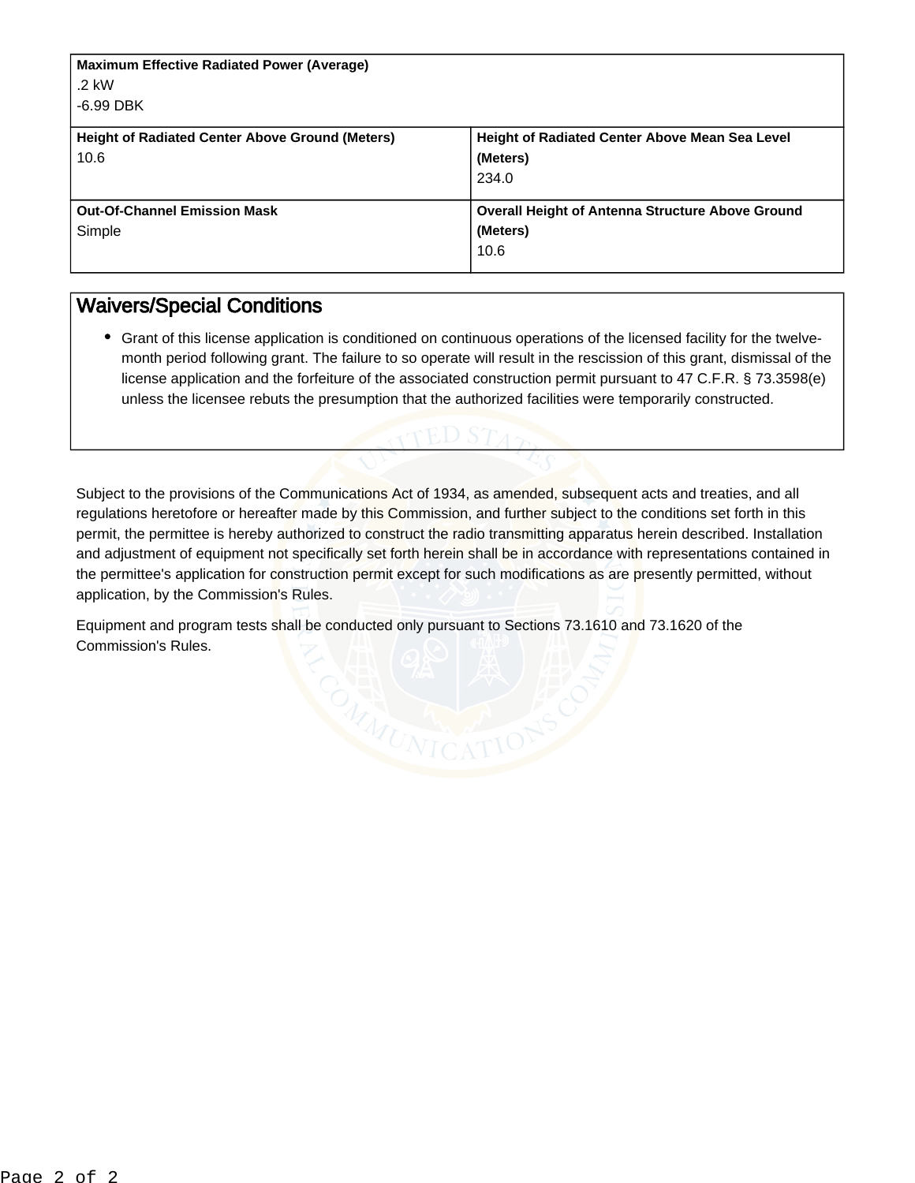| | |
|---|---|
| **Maximum Effective Radiated Power (Average)**<br>.2 kW<br>-6.99 DBK | |
| **Height of Radiated Center Above Ground (Meters)**<br>10.6 | **Height of Radiated Center Above Mean Sea Level (Meters)**<br>234.0 |
| **Out-Of-Channel Emission Mask**<br>Simple | **Overall Height of Antenna Structure Above Ground (Meters)**<br>10.6 |

## Waivers/Special Conditions

- Grant of this license application is conditioned on continuous operations of the licensed facility for the twelve-month period following grant. The failure to so operate will result in the rescission of this grant, dismissal of the license application and the forfeiture of the associated construction permit pursuant to 47 C.F.R. § 73.3598(e) unless the licensee rebuts the presumption that the authorized facilities were temporarily constructed.

Subject to the provisions of the Communications Act of 1934, as amended, subsequent acts and treaties, and all regulations heretofore or hereafter made by this Commission, and further subject to the conditions set forth in this permit, the permittee is hereby authorized to construct the radio transmitting apparatus herein described. Installation and adjustment of equipment not specifically set forth herein shall be in accordance with representations contained in the permittee's application for construction permit except for such modifications as are presently permitted, without application, by the Commission's Rules.

Equipment and program tests shall be conducted only pursuant to Sections 73.1610 and 73.1620 of the Commission's Rules.